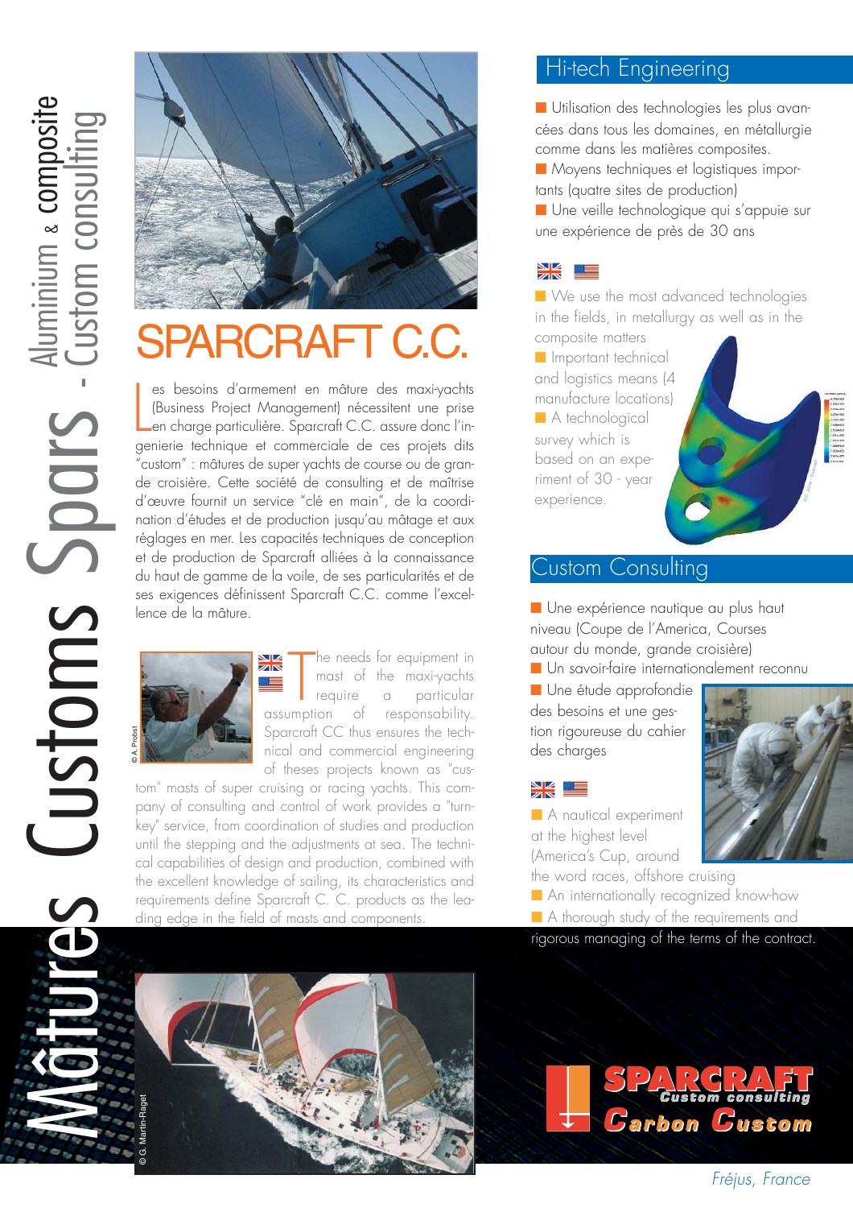# Mâtures Customs Spars - Custom consulting

Aluminium & composite

# SPARCRAFT C.C.

Les besoins d'armement en mâture des maxi-yachts (Business Project Management) nécessitent une prise en charge particulière. Sparcraft C.C. assure donc l'ingenierie technique et commerciale de ces projets dits "custom" : mâtures de super yachts de course ou de grande croisière. Cette société de consulting et de maîtrise d'œuvre fournit un service "clé en main", de la coordination d'études et de production jusqu'au mâtage et aux réglages en mer. Les capacités techniques de conception et de production de Sparcraft alliées à la connaissance du haut de gamme de la voile, de ses particularités et de ses exigences définissent Sparcraft C.C. comme l'excellence de la mâture.

© A. Probst

The needs for equipment in mast of the maxi-yachts require a particular assumption of responsability. Sparcraft CC thus ensures the technical and commercial engineering of theses projects known as "custom" masts of super cruising or racing yachts. This company of consulting and control of work provides a "turnkey" service, from coordination of studies and production until the stepping and the adjustments at sea. The technical capabilities of design and production, combined with the excellent knowledge of sailing, its characteristics and requirements define Sparcraft C. C. products as the leading edge in the field of masts and components.

© G. Martin-Raget

## Hi-tech Engineering

- Utilisation des technologies les plus avancées dans tous les domaines, en métallurgie comme dans les matières composites.
- Moyens techniques et logistiques importants (quatre sites de production)
- Une veille technologique qui s'appuie sur une expérience de près de 30 ans

- We use the most advanced technologies in the fields, in metallurgy as well as in the composite matters
- Important technical and logistics means (4 manufacture locations)
- A technological survey which is based on an experiment of 30 - year experience.

## Custom Consulting

- Une expérience nautique au plus haut niveau (Coupe de l'America, Courses autour du monde, grande croisière)
- Un savoir-faire internationalement reconnu
- Une étude approfondie des besoins et une gestion rigoureuse du cahier des charges

- A nautical experiment at the highest level (America's Cup, around the word races, offshore cruising
- An internationally recognized know-how
- A thorough study of the requirements and rigorous managing of the terms of the contract.

SPARCRAFT Custom consulting
Carbon Custom

*Fréjus, France*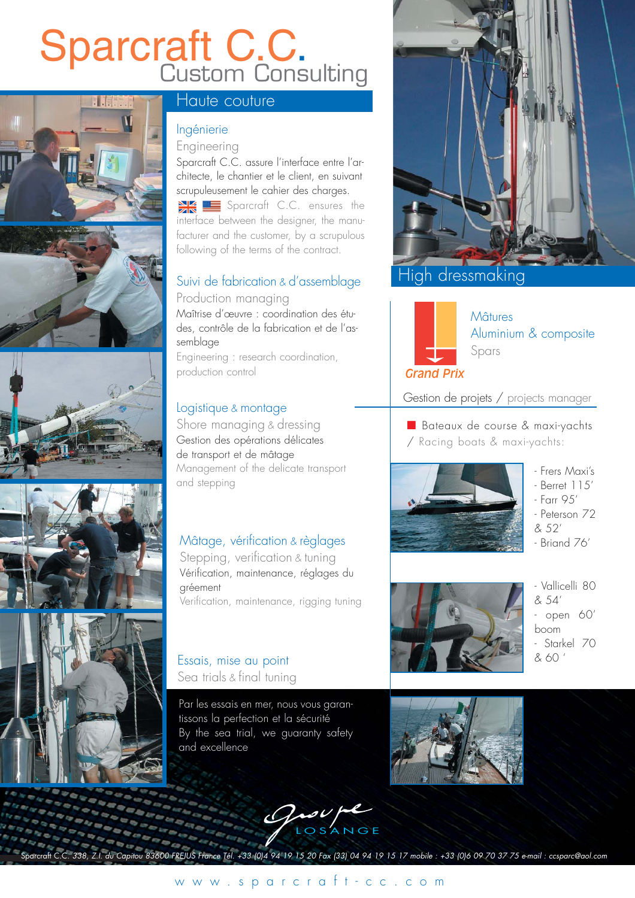# Sparcraft C.C.

## Custom Consulting

## Haute couture

### Ingénierie

Engineering

Sparcraft C.C. assure l'interface entre l'architecte, le chantier et le client, en suivant scrupuleusement le cahier des charges.

Sparcraft C.C. ensures the interface between the designer, the manufacturer and the customer, by a scrupulous following of the terms of the contract.

### Suivi de fabrication & d'assemblage

Production managing

Maîtrise d'œuvre : coordination des études, contrôle de la fabrication et de l'assemblage

Engineering : research coordination, production control

### Logistique & montage

Shore managing & dressing

Gestion des opérations délicates de transport et de mâtage

Management of the delicate transport and stepping

### Mâtage, vérification & règlages

Stepping, verification & tuning

Vérification, maintenance, réglages du gréement

Verification, maintenance, rigging tuning

### Essais, mise au point

Sea trials & final tuning

Par les essais en mer, nous vous garantissons la perfection et la sécurité

By the sea trial, we guaranty safety and excellence

## High dressmaking

Grand Prix

Mâtures

Aluminium & composite

Spars

Gestion de projets / projects manager

Bateaux de course & maxi-yachts / Racing boats & maxi-yachts:

- Frers Maxi's
- Berret 115'
- Farr 95'
- Peterson 72 & 52'
- Briand 76'

- Vallicelli 80 & 54'
- open 60' boom
- Starkel 70 & 60 '

Groupe LOSANGE

Sparcraft C.C. 338, Z.I. du Capitou 83600 FREJUS France Tél. +33 (0)4 94 19 15 20 Fax (33) 04 94 19 15 17 mobile : +33 (0)6 09 70 37 75 e-mail : ccsparc@aol.com

www.sparcraft-cc.com